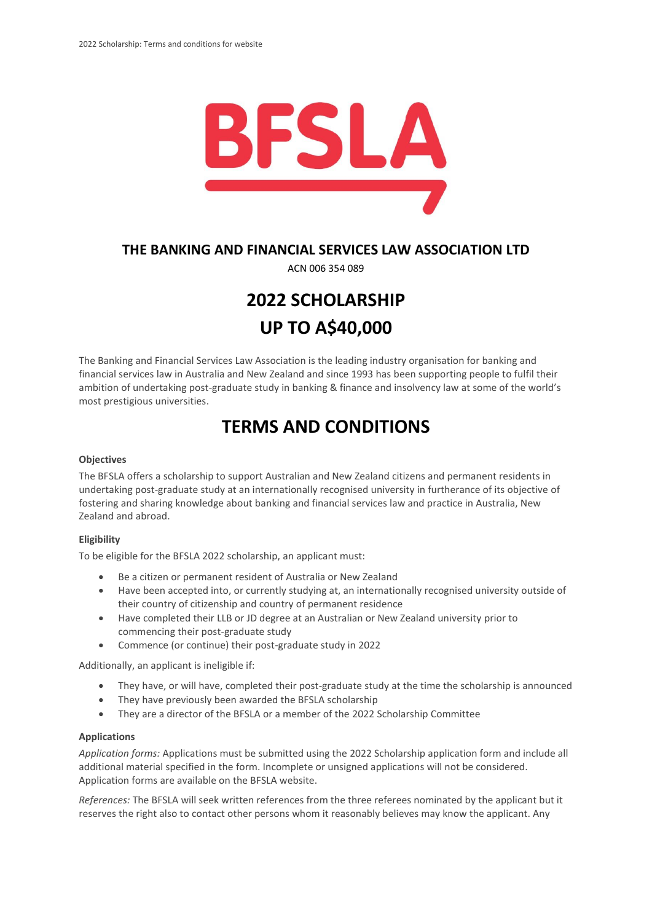# BFSLA

## THE BANKING AND FINANCIAL SERVICES LAW ASSOCIATION LTD

ACN 006 354 089

# 2022 SCHOLARSHIP
# UP TO A$40,000

The Banking and Financial Services Law Association is the leading industry organisation for banking and financial services law in Australia and New Zealand and since 1993 has been supporting people to fulfil their ambition of undertaking post-graduate study in banking & finance and insolvency law at some of the world's most prestigious universities.

# TERMS AND CONDITIONS

**Objectives**

The BFSLA offers a scholarship to support Australian and New Zealand citizens and permanent residents in undertaking post-graduate study at an internationally recognised university in furtherance of its objective of fostering and sharing knowledge about banking and financial services law and practice in Australia, New Zealand and abroad.

**Eligibility**

To be eligible for the BFSLA 2022 scholarship, an applicant must:

- Be a citizen or permanent resident of Australia or New Zealand
- Have been accepted into, or currently studying at, an internationally recognised university outside of their country of citizenship and country of permanent residence
- Have completed their LLB or JD degree at an Australian or New Zealand university prior to commencing their post-graduate study
- Commence (or continue) their post-graduate study in 2022

Additionally, an applicant is ineligible if:

- They have, or will have, completed their post-graduate study at the time the scholarship is announced
- They have previously been awarded the BFSLA scholarship
- They are a director of the BFSLA or a member of the 2022 Scholarship Committee

**Applications**

*Application forms:* Applications must be submitted using the 2022 Scholarship application form and include all additional material specified in the form. Incomplete or unsigned applications will not be considered. Application forms are available on the BFSLA website.

*References:* The BFSLA will seek written references from the three referees nominated by the applicant but it reserves the right also to contact other persons whom it reasonably believes may know the applicant. Any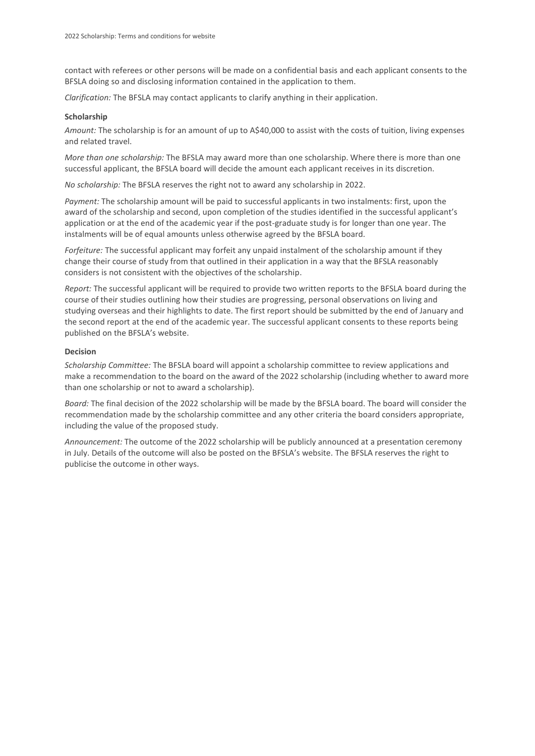contact with referees or other persons will be made on a confidential basis and each applicant consents to the BFSLA doing so and disclosing information contained in the application to them.

*Clarification:* The BFSLA may contact applicants to clarify anything in their application.

**Scholarship**

*Amount:* The scholarship is for an amount of up to A$40,000 to assist with the costs of tuition, living expenses and related travel.

*More than one scholarship:* The BFSLA may award more than one scholarship. Where there is more than one successful applicant, the BFSLA board will decide the amount each applicant receives in its discretion.

*No scholarship:* The BFSLA reserves the right not to award any scholarship in 2022.

*Payment:* The scholarship amount will be paid to successful applicants in two instalments: first, upon the award of the scholarship and second, upon completion of the studies identified in the successful applicant's application or at the end of the academic year if the post-graduate study is for longer than one year. The instalments will be of equal amounts unless otherwise agreed by the BFSLA board.

*Forfeiture:* The successful applicant may forfeit any unpaid instalment of the scholarship amount if they change their course of study from that outlined in their application in a way that the BFSLA reasonably considers is not consistent with the objectives of the scholarship.

*Report:* The successful applicant will be required to provide two written reports to the BFSLA board during the course of their studies outlining how their studies are progressing, personal observations on living and studying overseas and their highlights to date. The first report should be submitted by the end of January and the second report at the end of the academic year. The successful applicant consents to these reports being published on the BFSLA's website.

**Decision**

*Scholarship Committee:* The BFSLA board will appoint a scholarship committee to review applications and make a recommendation to the board on the award of the 2022 scholarship (including whether to award more than one scholarship or not to award a scholarship).

*Board:* The final decision of the 2022 scholarship will be made by the BFSLA board. The board will consider the recommendation made by the scholarship committee and any other criteria the board considers appropriate, including the value of the proposed study.

*Announcement:* The outcome of the 2022 scholarship will be publicly announced at a presentation ceremony in July. Details of the outcome will also be posted on the BFSLA's website. The BFSLA reserves the right to publicise the outcome in other ways.